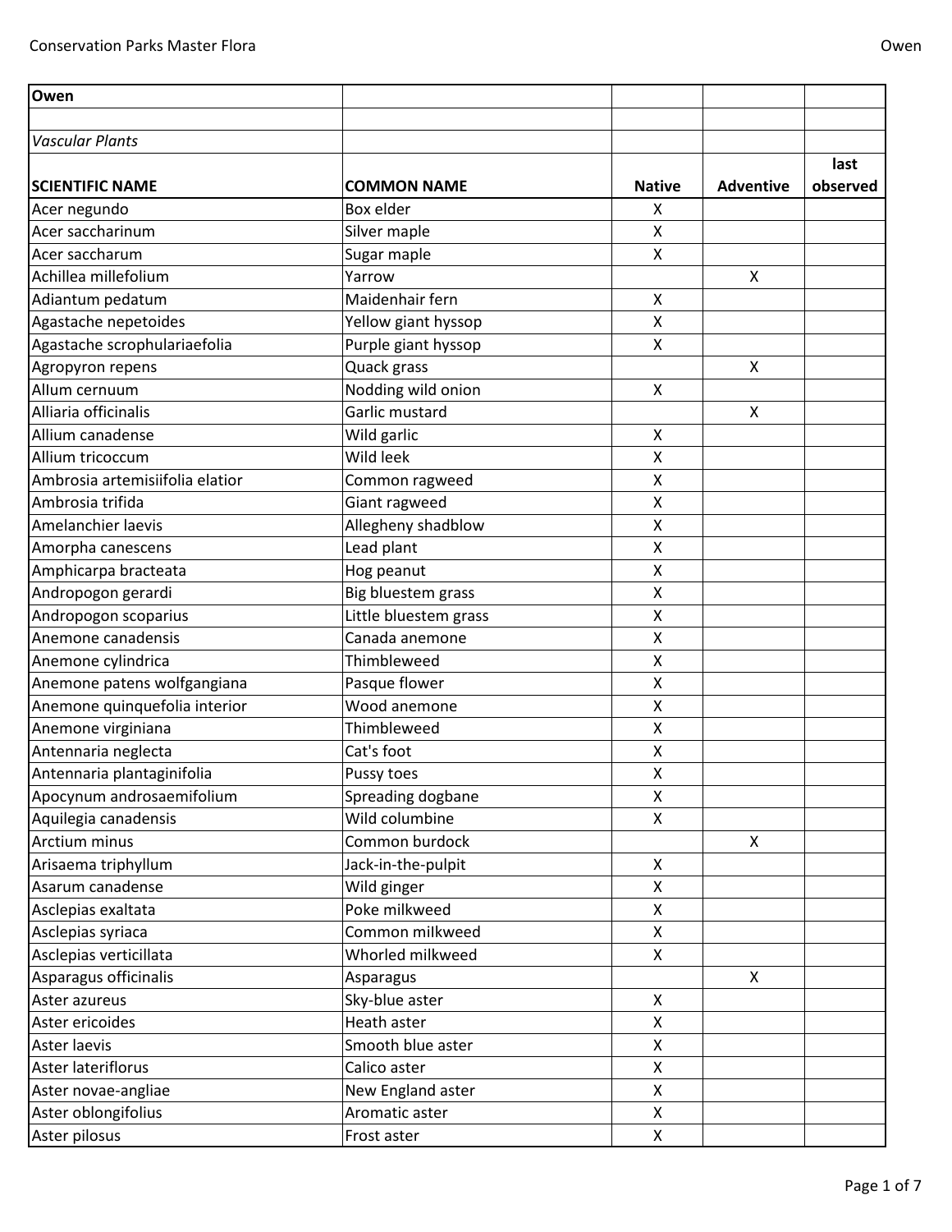| Owen | | | | |
|---|---|---|---|---|
| | | | | |
| *Vascular Plants* | | | | |
| **SCIENTIFIC NAME** | **COMMON NAME** | **Native** | **Adventive** | **last observed** |
| Acer negundo | Box elder | X | | |
| Acer saccharinum | Silver maple | X | | |
| Acer saccharum | Sugar maple | X | | |
| Achillea millefolium | Yarrow | | X | |
| Adiantum pedatum | Maidenhair fern | X | | |
| Agastache nepetoides | Yellow giant hyssop | X | | |
| Agastache scrophulariaefolia | Purple giant hyssop | X | | |
| Agropyron repens | Quack grass | | X | |
| Allum cernuum | Nodding wild onion | X | | |
| Alliaria officinalis | Garlic mustard | | X | |
| Allium canadense | Wild garlic | X | | |
| Allium tricoccum | Wild leek | X | | |
| Ambrosia artemisiifolia elatior | Common ragweed | X | | |
| Ambrosia trifida | Giant ragweed | X | | |
| Amelanchier laevis | Allegheny shadblow | X | | |
| Amorpha canescens | Lead plant | X | | |
| Amphicarpa bracteata | Hog peanut | X | | |
| Andropogon gerardi | Big bluestem grass | X | | |
| Andropogon scoparius | Little bluestem grass | X | | |
| Anemone canadensis | Canada anemone | X | | |
| Anemone cylindrica | Thimbleweed | X | | |
| Anemone patens wolfgangiana | Pasque flower | X | | |
| Anemone quinquefolia interior | Wood anemone | X | | |
| Anemone virginiana | Thimbleweed | X | | |
| Antennaria neglecta | Cat's foot | X | | |
| Antennaria plantaginifolia | Pussy toes | X | | |
| Apocynum androsaemifolium | Spreading dogbane | X | | |
| Aquilegia canadensis | Wild columbine | X | | |
| Arctium minus | Common burdock | | X | |
| Arisaema triphyllum | Jack-in-the-pulpit | X | | |
| Asarum canadense | Wild ginger | X | | |
| Asclepias exaltata | Poke milkweed | X | | |
| Asclepias syriaca | Common milkweed | X | | |
| Asclepias verticillata | Whorled milkweed | X | | |
| Asparagus officinalis | Asparagus | | X | |
| Aster azureus | Sky-blue aster | X | | |
| Aster ericoides | Heath aster | X | | |
| Aster laevis | Smooth blue aster | X | | |
| Aster lateriflorus | Calico aster | X | | |
| Aster novae-angliae | New England aster | X | | |
| Aster oblongifolius | Aromatic aster | X | | |
| Aster pilosus | Frost aster | X | | |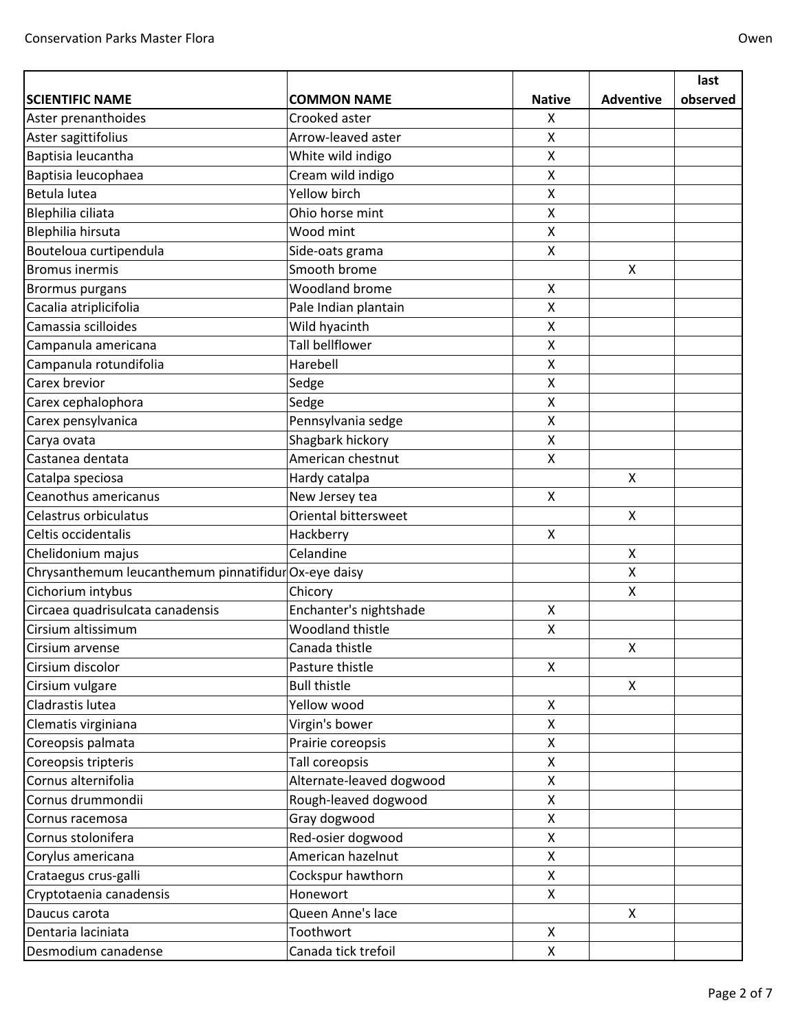| SCIENTIFIC NAME | COMMON NAME | Native | Adventive | last observed |
|---|---|---|---|---|
| Aster prenanthoides | Crooked aster | X | | |
| Aster sagittifolius | Arrow-leaved aster | X | | |
| Baptisia leucantha | White wild indigo | X | | |
| Baptisia leucophaea | Cream wild indigo | X | | |
| Betula lutea | Yellow birch | X | | |
| Blephilia ciliata | Ohio horse mint | X | | |
| Blephilia hirsuta | Wood mint | X | | |
| Bouteloua curtipendula | Side-oats grama | X | | |
| Bromus inermis | Smooth brome | | X | |
| Brormus purgans | Woodland brome | X | | |
| Cacalia atriplicifolia | Pale Indian plantain | X | | |
| Camassia scilloides | Wild hyacinth | X | | |
| Campanula americana | Tall bellflower | X | | |
| Campanula rotundifolia | Harebell | X | | |
| Carex brevior | Sedge | X | | |
| Carex cephalophora | Sedge | X | | |
| Carex pensylvanica | Pennsylvania sedge | X | | |
| Carya ovata | Shagbark hickory | X | | |
| Castanea dentata | American chestnut | X | | |
| Catalpa speciosa | Hardy catalpa | | X | |
| Ceanothus americanus | New Jersey tea | X | | |
| Celastrus orbiculatus | Oriental bittersweet | | X | |
| Celtis occidentalis | Hackberry | X | | |
| Chelidonium majus | Celandine | | X | |
| Chrysanthemum leucanthemum pinnatifidur | Ox-eye daisy | | X | |
| Cichorium intybus | Chicory | | X | |
| Circaea quadrisulcata canadensis | Enchanter's nightshade | X | | |
| Cirsium altissimum | Woodland thistle | X | | |
| Cirsium arvense | Canada thistle | | X | |
| Cirsium discolor | Pasture thistle | X | | |
| Cirsium vulgare | Bull thistle | | X | |
| Cladrastis lutea | Yellow wood | X | | |
| Clematis virginiana | Virgin's bower | X | | |
| Coreopsis palmata | Prairie coreopsis | X | | |
| Coreopsis tripteris | Tall coreopsis | X | | |
| Cornus alternifolia | Alternate-leaved dogwood | X | | |
| Cornus drummondii | Rough-leaved dogwood | X | | |
| Cornus racemosa | Gray dogwood | X | | |
| Cornus stolonifera | Red-osier dogwood | X | | |
| Corylus americana | American hazelnut | X | | |
| Crataegus crus-galli | Cockspur hawthorn | X | | |
| Cryptotaenia canadensis | Honewort | X | | |
| Daucus carota | Queen Anne's lace | | X | |
| Dentaria laciniata | Toothwort | X | | |
| Desmodium canadense | Canada tick trefoil | X | | |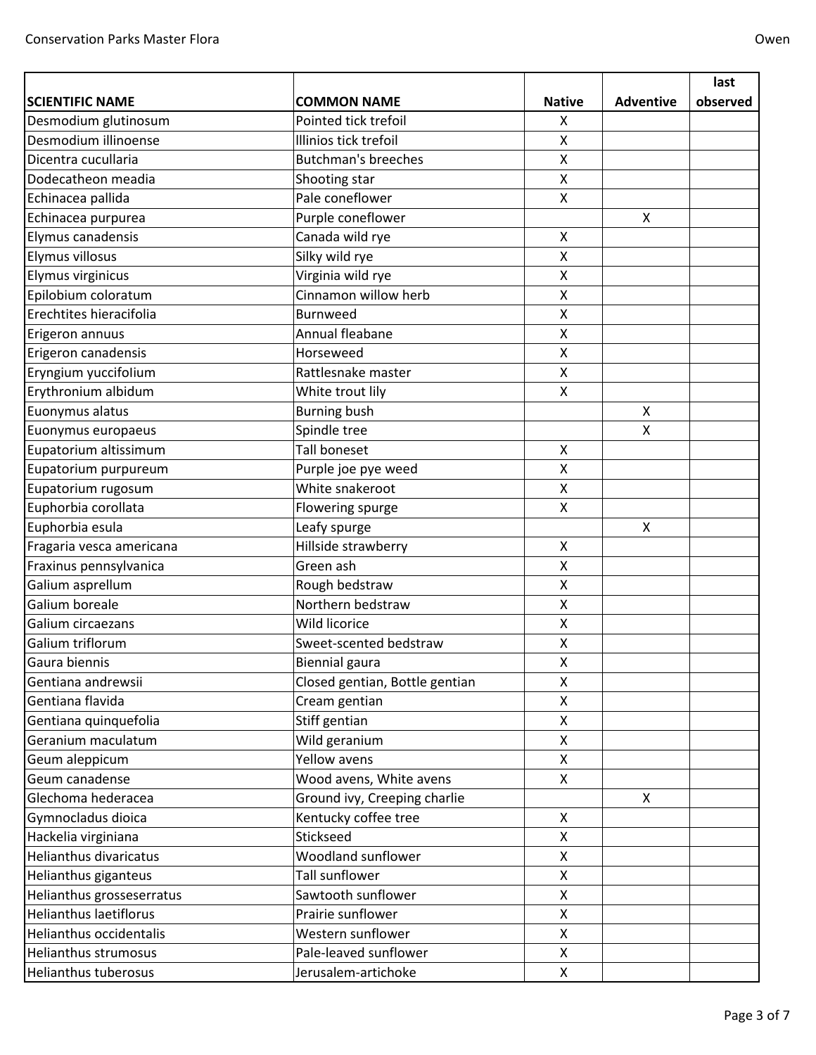| SCIENTIFIC NAME | COMMON NAME | Native | Adventive | last observed |
|---|---|---|---|---|
| Desmodium glutinosum | Pointed tick trefoil | X | | |
| Desmodium illinoense | Illinios tick trefoil | X | | |
| Dicentra cucullaria | Butchman's breeches | X | | |
| Dodecatheon meadia | Shooting star | X | | |
| Echinacea pallida | Pale coneflower | X | | |
| Echinacea purpurea | Purple coneflower | | X | |
| Elymus canadensis | Canada wild rye | X | | |
| Elymus villosus | Silky wild rye | X | | |
| Elymus virginicus | Virginia wild rye | X | | |
| Epilobium coloratum | Cinnamon willow herb | X | | |
| Erechtites hieracifolia | Burnweed | X | | |
| Erigeron annuus | Annual fleabane | X | | |
| Erigeron canadensis | Horseweed | X | | |
| Eryngium yuccifolium | Rattlesnake master | X | | |
| Erythronium albidum | White trout lily | X | | |
| Euonymus alatus | Burning bush | | X | |
| Euonymus europaeus | Spindle tree | | X | |
| Eupatorium altissimum | Tall boneset | X | | |
| Eupatorium purpureum | Purple joe pye weed | X | | |
| Eupatorium rugosum | White snakeroot | X | | |
| Euphorbia corollata | Flowering spurge | X | | |
| Euphorbia esula | Leafy spurge | | X | |
| Fragaria vesca americana | Hillside strawberry | X | | |
| Fraxinus pennsylvanica | Green ash | X | | |
| Galium asprellum | Rough bedstraw | X | | |
| Galium boreale | Northern bedstraw | X | | |
| Galium circaezans | Wild licorice | X | | |
| Galium triflorum | Sweet-scented bedstraw | X | | |
| Gaura biennis | Biennial gaura | X | | |
| Gentiana andrewsii | Closed gentian, Bottle gentian | X | | |
| Gentiana flavida | Cream gentian | X | | |
| Gentiana quinquefolia | Stiff gentian | X | | |
| Geranium maculatum | Wild geranium | X | | |
| Geum aleppicum | Yellow avens | X | | |
| Geum canadense | Wood avens, White avens | X | | |
| Glechoma hederacea | Ground ivy, Creeping charlie | | X | |
| Gymnocladus dioica | Kentucky coffee tree | X | | |
| Hackelia virginiana | Stickseed | X | | |
| Helianthus divaricatus | Woodland sunflower | X | | |
| Helianthus giganteus | Tall sunflower | X | | |
| Helianthus grosseserratus | Sawtooth sunflower | X | | |
| Helianthus laetiflorus | Prairie sunflower | X | | |
| Helianthus occidentalis | Western sunflower | X | | |
| Helianthus strumosus | Pale-leaved sunflower | X | | |
| Helianthus tuberosus | Jerusalem-artichoke | X | | |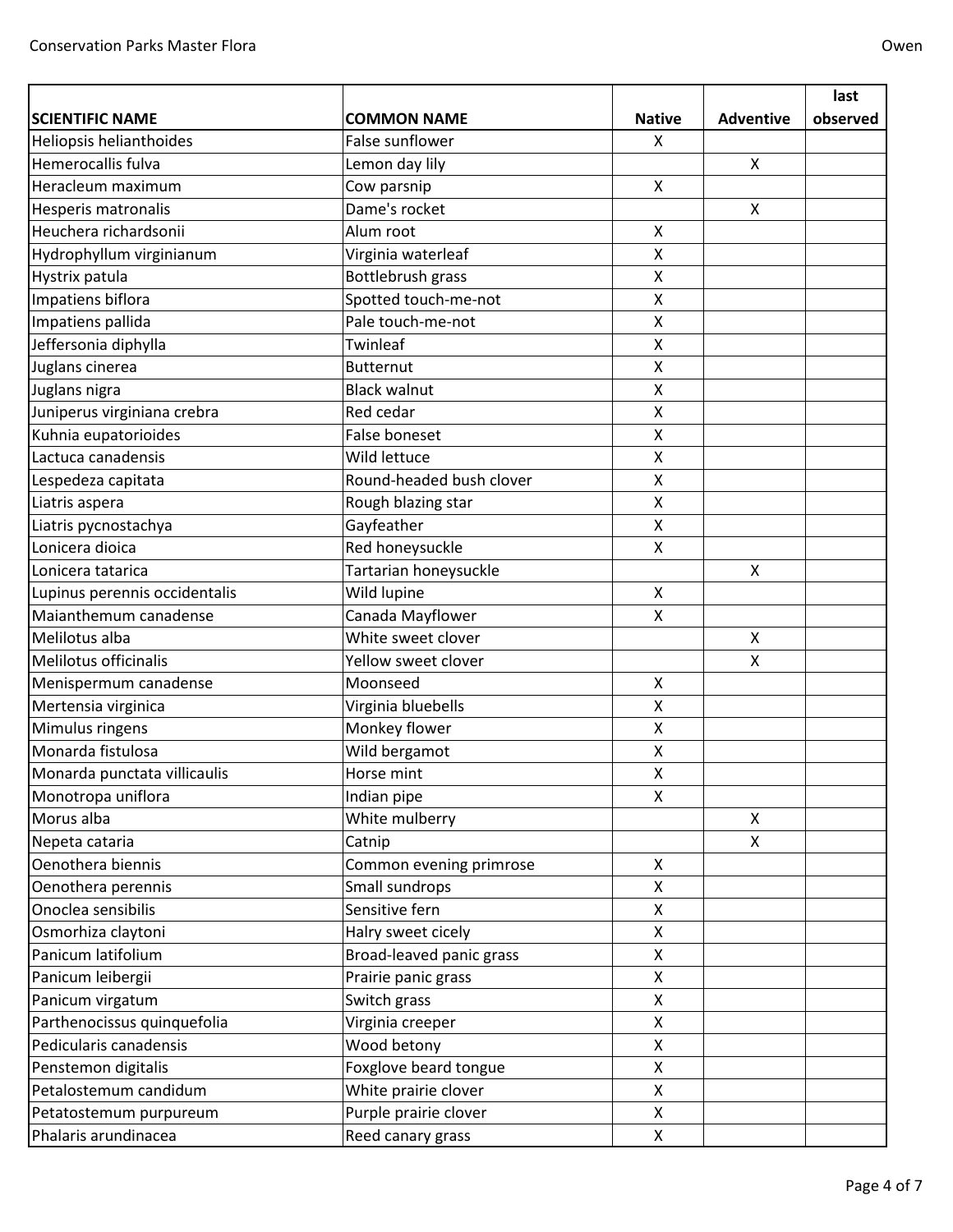| SCIENTIFIC NAME | COMMON NAME | Native | Adventive | last observed |
| --- | --- | --- | --- | --- |
| Heliopsis helianthoides | False sunflower | X | | |
| Hemerocallis fulva | Lemon day lily | | X | |
| Heracleum maximum | Cow parsnip | X | | |
| Hesperis matronalis | Dame's rocket | | X | |
| Heuchera richardsonii | Alum root | X | | |
| Hydrophyllum virginianum | Virginia waterleaf | X | | |
| Hystrix patula | Bottlebrush grass | X | | |
| Impatiens biflora | Spotted touch-me-not | X | | |
| Impatiens pallida | Pale touch-me-not | X | | |
| Jeffersonia diphylla | Twinleaf | X | | |
| Juglans cinerea | Butternut | X | | |
| Juglans nigra | Black walnut | X | | |
| Juniperus virginiana crebra | Red cedar | X | | |
| Kuhnia eupatorioides | False boneset | X | | |
| Lactuca canadensis | Wild lettuce | X | | |
| Lespedeza capitata | Round-headed bush clover | X | | |
| Liatris aspera | Rough blazing star | X | | |
| Liatris pycnostachya | Gayfeather | X | | |
| Lonicera dioica | Red honeysuckle | X | | |
| Lonicera tatarica | Tartarian honeysuckle | | X | |
| Lupinus perennis occidentalis | Wild lupine | X | | |
| Maianthemum canadense | Canada Mayflower | X | | |
| Melilotus alba | White sweet clover | | X | |
| Melilotus officinalis | Yellow sweet clover | | X | |
| Menispermum canadense | Moonseed | X | | |
| Mertensia virginica | Virginia bluebells | X | | |
| Mimulus ringens | Monkey flower | X | | |
| Monarda fistulosa | Wild bergamot | X | | |
| Monarda punctata villicaulis | Horse mint | X | | |
| Monotropa uniflora | Indian pipe | X | | |
| Morus alba | White mulberry | | X | |
| Nepeta cataria | Catnip | | X | |
| Oenothera biennis | Common evening primrose | X | | |
| Oenothera perennis | Small sundrops | X | | |
| Onoclea sensibilis | Sensitive fern | X | | |
| Osmorhiza claytoni | Halry sweet cicely | X | | |
| Panicum latifolium | Broad-leaved panic grass | X | | |
| Panicum leibergii | Prairie panic grass | X | | |
| Panicum virgatum | Switch grass | X | | |
| Parthenocissus quinquefolia | Virginia creeper | X | | |
| Pedicularis canadensis | Wood betony | X | | |
| Penstemon digitalis | Foxglove beard tongue | X | | |
| Petalostemum candidum | White prairie clover | X | | |
| Petatostemum purpureum | Purple prairie clover | X | | |
| Phalaris arundinacea | Reed canary grass | X | | |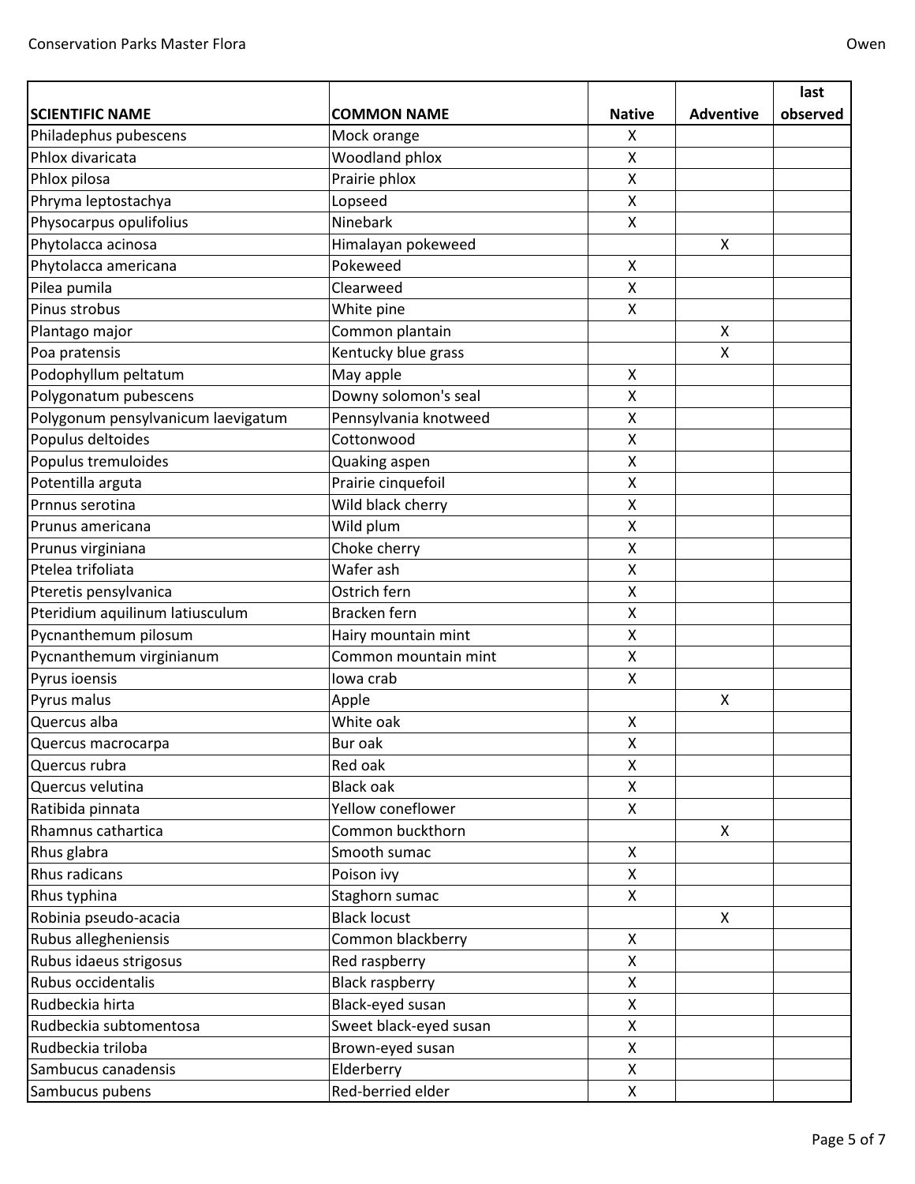| SCIENTIFIC NAME | COMMON NAME | Native | Adventive | last observed |
|---|---|---|---|---|
| Philadephus pubescens | Mock orange | X | | |
| Phlox divaricata | Woodland phlox | X | | |
| Phlox pilosa | Prairie phlox | X | | |
| Phryma leptostachya | Lopseed | X | | |
| Physocarpus opulifolius | Ninebark | X | | |
| Phytolacca acinosa | Himalayan pokeweed | | X | |
| Phytolacca americana | Pokeweed | X | | |
| Pilea pumila | Clearweed | X | | |
| Pinus strobus | White pine | X | | |
| Plantago major | Common plantain | | X | |
| Poa pratensis | Kentucky blue grass | | X | |
| Podophyllum peltatum | May apple | X | | |
| Polygonatum pubescens | Downy solomon's seal | X | | |
| Polygonum pensylvanicum laevigatum | Pennsylvania knotweed | X | | |
| Populus deltoides | Cottonwood | X | | |
| Populus tremuloides | Quaking aspen | X | | |
| Potentilla arguta | Prairie cinquefoil | X | | |
| Prnnus serotina | Wild black cherry | X | | |
| Prunus americana | Wild plum | X | | |
| Prunus virginiana | Choke cherry | X | | |
| Ptelea trifoliata | Wafer ash | X | | |
| Pteretis pensylvanica | Ostrich fern | X | | |
| Pteridium aquilinum latiusculum | Bracken fern | X | | |
| Pycnanthemum pilosum | Hairy mountain mint | X | | |
| Pycnanthemum virginianum | Common mountain mint | X | | |
| Pyrus ioensis | Iowa crab | X | | |
| Pyrus malus | Apple | | X | |
| Quercus alba | White oak | X | | |
| Quercus macrocarpa | Bur oak | X | | |
| Quercus rubra | Red oak | X | | |
| Quercus velutina | Black oak | X | | |
| Ratibida pinnata | Yellow coneflower | X | | |
| Rhamnus cathartica | Common buckthorn | | X | |
| Rhus glabra | Smooth sumac | X | | |
| Rhus radicans | Poison ivy | X | | |
| Rhus typhina | Staghorn sumac | X | | |
| Robinia pseudo-acacia | Black locust | | X | |
| Rubus allegheniensis | Common blackberry | X | | |
| Rubus idaeus strigosus | Red raspberry | X | | |
| Rubus occidentalis | Black raspberry | X | | |
| Rudbeckia hirta | Black-eyed susan | X | | |
| Rudbeckia subtomentosa | Sweet black-eyed susan | X | | |
| Rudbeckia triloba | Brown-eyed susan | X | | |
| Sambucus canadensis | Elderberry | X | | |
| Sambucus pubens | Red-berried elder | X | | |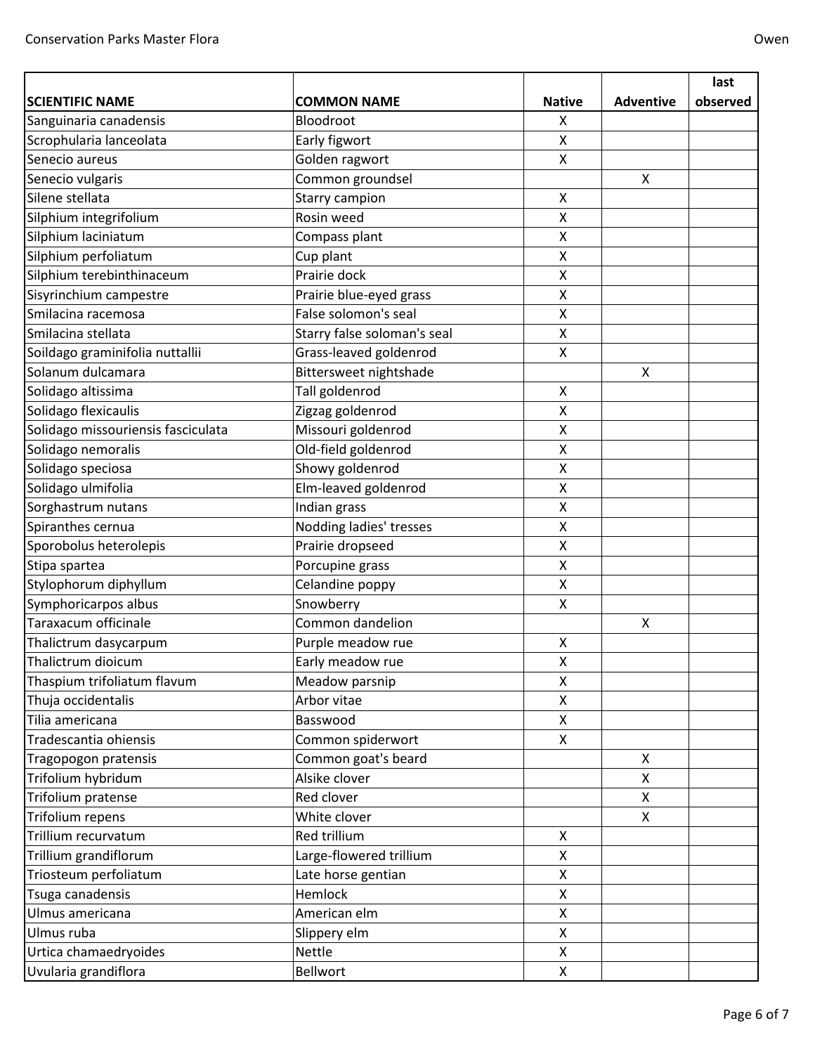| SCIENTIFIC NAME | COMMON NAME | Native | Adventive | last observed |
|---|---|---|---|---|
| Sanguinaria canadensis | Bloodroot | X | | |
| Scrophularia lanceolata | Early figwort | X | | |
| Senecio aureus | Golden ragwort | X | | |
| Senecio vulgaris | Common groundsel | | X | |
| Silene stellata | Starry campion | X | | |
| Silphium integrifolium | Rosin weed | X | | |
| Silphium laciniatum | Compass plant | X | | |
| Silphium perfoliatum | Cup plant | X | | |
| Silphium terebinthinaceum | Prairie dock | X | | |
| Sisyrinchium campestre | Prairie blue-eyed grass | X | | |
| Smilacina racemosa | False solomon's seal | X | | |
| Smilacina stellata | Starry false soloman's seal | X | | |
| Soildago graminifolia nuttallii | Grass-leaved goldenrod | X | | |
| Solanum dulcamara | Bittersweet nightshade | | X | |
| Solidago altissima | Tall goldenrod | X | | |
| Solidago flexicaulis | Zigzag goldenrod | X | | |
| Solidago missouriensis fasciculata | Missouri goldenrod | X | | |
| Solidago nemoralis | Old-field goldenrod | X | | |
| Solidago speciosa | Showy goldenrod | X | | |
| Solidago ulmifolia | Elm-leaved goldenrod | X | | |
| Sorghastrum nutans | Indian grass | X | | |
| Spiranthes cernua | Nodding ladies' tresses | X | | |
| Sporobolus heterolepis | Prairie dropseed | X | | |
| Stipa spartea | Porcupine grass | X | | |
| Stylophorum diphyllum | Celandine poppy | X | | |
| Symphoricarpos albus | Snowberry | X | | |
| Taraxacum officinale | Common dandelion | | X | |
| Thalictrum dasycarpum | Purple meadow rue | X | | |
| Thalictrum dioicum | Early meadow rue | X | | |
| Thaspium trifoliatum flavum | Meadow parsnip | X | | |
| Thuja occidentalis | Arbor vitae | X | | |
| Tilia americana | Basswood | X | | |
| Tradescantia ohiensis | Common spiderwort | X | | |
| Tragopogon pratensis | Common goat's beard | | X | |
| Trifolium hybridum | Alsike clover | | X | |
| Trifolium pratense | Red clover | | X | |
| Trifolium repens | White clover | | X | |
| Trillium recurvatum | Red trillium | X | | |
| Trillium grandiflorum | Large-flowered trillium | X | | |
| Triosteum perfoliatum | Late horse gentian | X | | |
| Tsuga canadensis | Hemlock | X | | |
| Ulmus americana | American elm | X | | |
| Ulmus ruba | Slippery elm | X | | |
| Urtica chamaedryoides | Nettle | X | | |
| Uvularia grandiflora | Bellwort | X | | |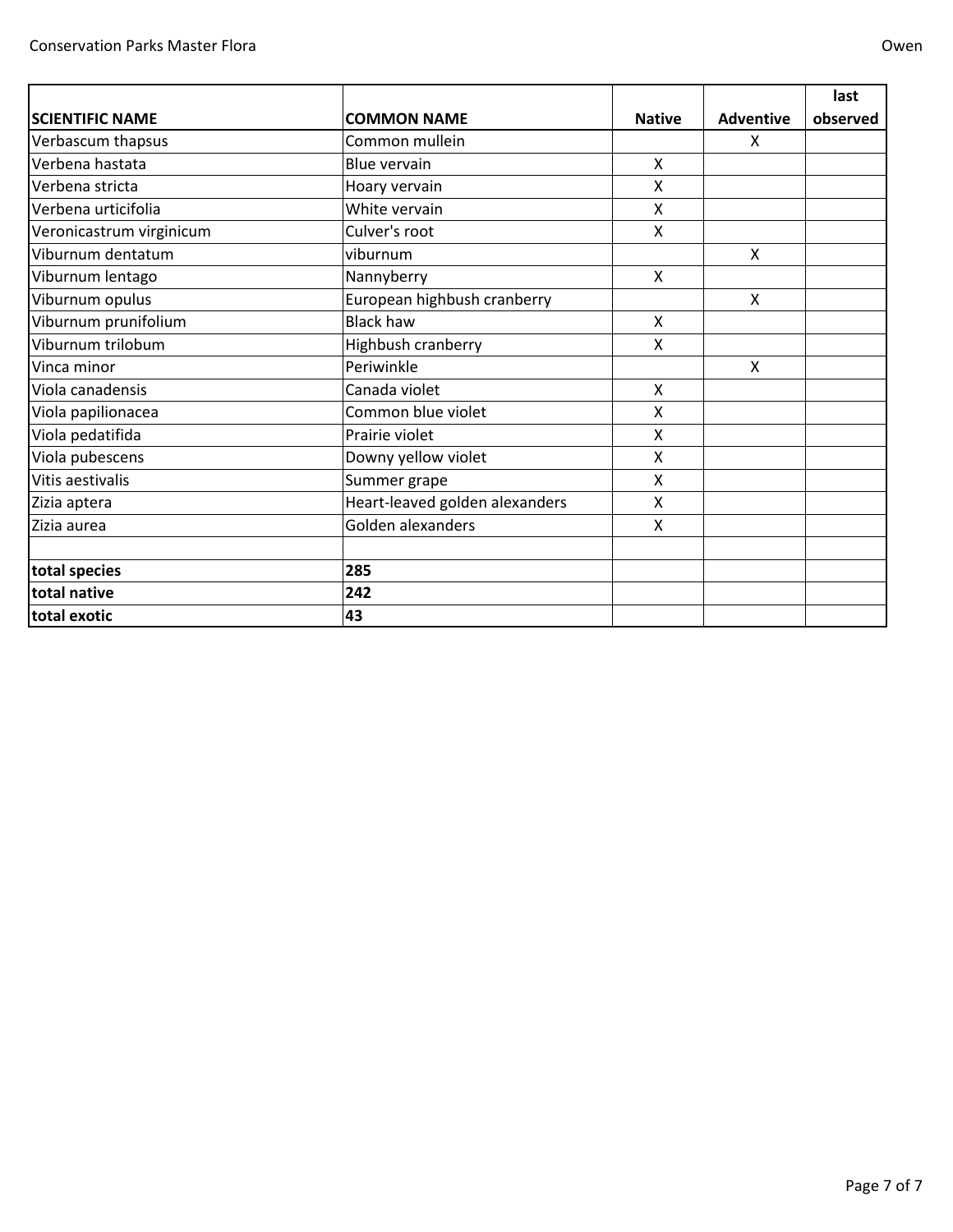| SCIENTIFIC NAME | COMMON NAME | Native | Adventive | last observed |
|---|---|---|---|---|
| Verbascum thapsus | Common mullein | | X | |
| Verbena hastata | Blue vervain | X | | |
| Verbena stricta | Hoary vervain | X | | |
| Verbena urticifolia | White vervain | X | | |
| Veronicastrum virginicum | Culver's root | X | | |
| Viburnum dentatum | viburnum | | X | |
| Viburnum lentago | Nannyberry | X | | |
| Viburnum opulus | European highbush cranberry | | X | |
| Viburnum prunifolium | Black haw | X | | |
| Viburnum trilobum | Highbush cranberry | X | | |
| Vinca minor | Periwinkle | | X | |
| Viola canadensis | Canada violet | X | | |
| Viola papilionacea | Common blue violet | X | | |
| Viola pedatifida | Prairie violet | X | | |
| Viola pubescens | Downy yellow violet | X | | |
| Vitis aestivalis | Summer grape | X | | |
| Zizia aptera | Heart-leaved golden alexanders | X | | |
| Zizia aurea | Golden alexanders | X | | |
| | | | | |
| **total species** | **285** | | | |
| **total native** | **242** | | | |
| **total exotic** | **43** | | | |